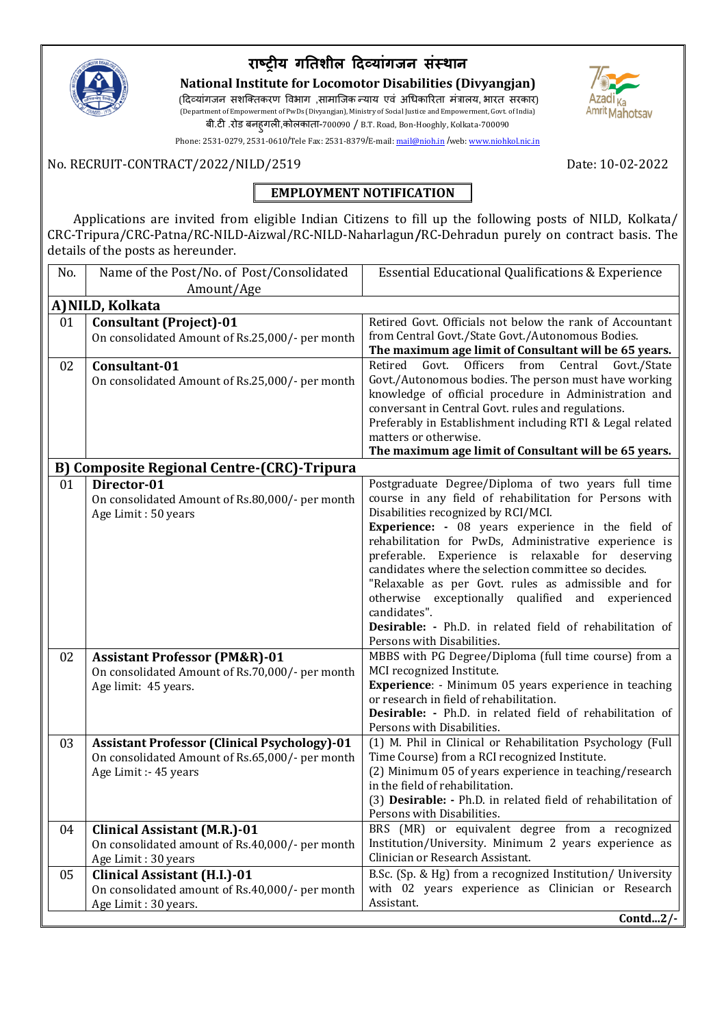# राष्ट्रीय गतिशील दिव्यांगजन संस्थान

## National Institute for Locomotor Disabilities (Divyangjan)

(दिव्यांगजन सशक्तिकरण विभाग ,सामाजिक न्याय एवं अधिकारिता मंत्रालय, भारत सरकार)
(Department of Empowerment of PwDs (Divyangjan), Ministry of Social Justice and Empowerment, Govt. of India)
बी.टी .रोड बनहुगली,कोलकाता-700090 / B.T. Road, Bon-Hooghly, Kolkata-700090
Phone: 2531-0279, 2531-0610/Tele Fax: 2531-8379/E-mail: mail@nioh.in /web: www.niohkol.nic.in

No. RECRUIT-CONTRACT/2022/NILD/2519

Date: 10-02-2022

**EMPLOYMENT NOTIFICATION**

Applications are invited from eligible Indian Citizens to fill up the following posts of NILD, Kolkata/ CRC-Tripura/CRC-Patna/RC-NILD-Aizwal/RC-NILD-Naharlagun/RC-Dehradun purely on contract basis. The details of the posts as hereunder.

| No. | Name of the Post/No. of Post/Consolidated Amount/Age | Essential Educational Qualifications & Experience |
|---|---|---|
| **A) NILD, Kolkata** | | |
| 01 | **Consultant (Project)-01**<br>On consolidated Amount of Rs.25,000/- per month | Retired Govt. Officials not below the rank of Accountant from Central Govt./State Govt./Autonomous Bodies.<br>**The maximum age limit of Consultant will be 65 years.** |
| 02 | **Consultant-01**<br>On consolidated Amount of Rs.25,000/- per month | Retired Govt. Officers from Central Govt./State Govt./Autonomous bodies. The person must have working knowledge of official procedure in Administration and conversant in Central Govt. rules and regulations. Preferably in Establishment including RTI & Legal related matters or otherwise.<br>**The maximum age limit of Consultant will be 65 years.** |
| **B) Composite Regional Centre-(CRC)-Tripura** | | |
| 01 | **Director-01**<br>On consolidated Amount of Rs.80,000/- per month<br>Age Limit : 50 years | Postgraduate Degree/Diploma of two years full time course in any field of rehabilitation for Persons with Disabilities recognized by RCI/MCI.<br>**Experience: -** 08 years experience in the field of rehabilitation for PwDs, Administrative experience is preferable. Experience is relaxable for deserving candidates where the selection committee so decides.<br>"Relaxable as per Govt. rules as admissible and for otherwise exceptionally qualified and experienced candidates".<br>**Desirable: -** Ph.D. in related field of rehabilitation of Persons with Disabilities. |
| 02 | **Assistant Professor (PM&R)-01**<br>On consolidated Amount of Rs.70,000/- per month<br>Age limit: 45 years. | MBBS with PG Degree/Diploma (full time course) from a MCI recognized Institute.<br>**Experience**: - Minimum 05 years experience in teaching or research in field of rehabilitation.<br>**Desirable: -** Ph.D. in related field of rehabilitation of Persons with Disabilities. |
| 03 | **Assistant Professor (Clinical Psychology)-01**<br>On consolidated Amount of Rs.65,000/- per month<br>Age Limit :- 45 years | (1) M. Phil in Clinical or Rehabilitation Psychology (Full Time Course) from a RCI recognized Institute.<br>(2) Minimum 05 of years experience in teaching/research in the field of rehabilitation.<br>(3) **Desirable: -** Ph.D. in related field of rehabilitation of Persons with Disabilities. |
| 04 | **Clinical Assistant (M.R.)-01**<br>On consolidated amount of Rs.40,000/- per month<br>Age Limit : 30 years | BRS (MR) or equivalent degree from a recognized Institution/University. Minimum 2 years experience as Clinician or Research Assistant. |
| 05 | **Clinical Assistant (H.I.)-01**<br>On consolidated amount of Rs.40,000/- per month<br>Age Limit : 30 years. | B.Sc. (Sp. & Hg) from a recognized Institution/ University with 02 years experience as Clinician or Research Assistant. |

**Contd...2/-**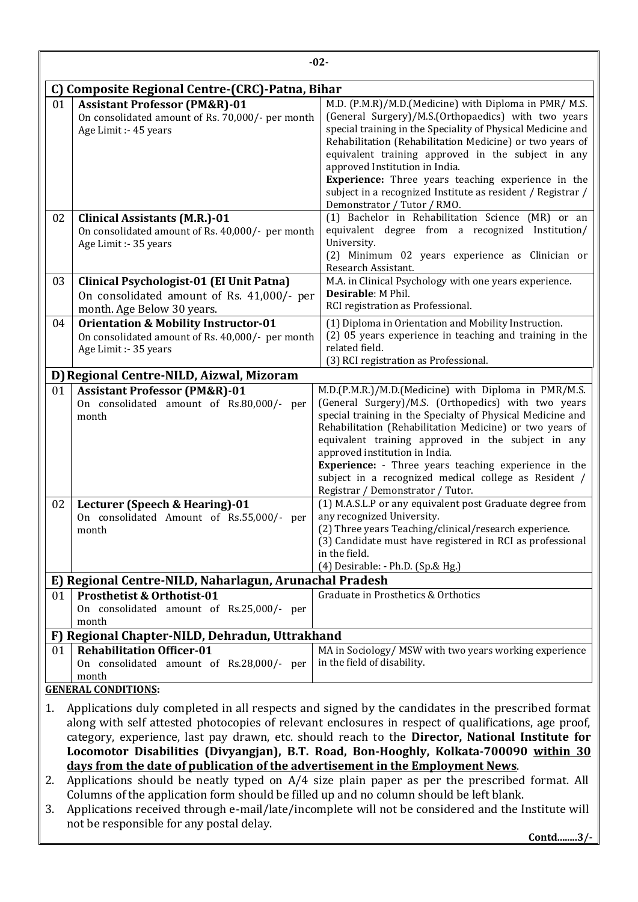| | **C) Composite Regional Centre-(CRC)-Patna, Bihar** | |
|---|---|---|
| 01 | **Assistant Professor (PM&R)-01**<br>On consolidated amount of Rs. 70,000/- per month<br>Age Limit :- 45 years | M.D. (P.M.R)/M.D.(Medicine) with Diploma in PMR/ M.S. (General Surgery)/M.S.(Orthopaedics) with two years special training in the Speciality of Physical Medicine and Rehabilitation (Rehabilitation Medicine) or two years of equivalent training approved in the subject in any approved Institution in India.<br>**Experience:** Three years teaching experience in the subject in a recognized Institute as resident / Registrar / Demonstrator / Tutor / RMO. |
| 02 | **Clinical Assistants (M.R.)-01**<br>On consolidated amount of Rs. 40,000/- per month<br>Age Limit :- 35 years | (1) Bachelor in Rehabilitation Science (MR) or an equivalent degree from a recognized Institution/ University.<br>(2) Minimum 02 years experience as Clinician or Research Assistant. |
| 03 | **Clinical Psychologist-01 (EI Unit Patna)**<br>On consolidated amount of Rs. 41,000/- per month. Age Below 30 years. | M.A. in Clinical Psychology with one years experience.<br>**Desirable**: M Phil.<br>RCI registration as Professional. |
| 04 | **Orientation & Mobility Instructor-01**<br>On consolidated amount of Rs. 40,000/- per month<br>Age Limit :- 35 years | (1) Diploma in Orientation and Mobility Instruction.<br>(2) 05 years experience in teaching and training in the related field.<br>(3) RCI registration as Professional. |
| | **D) Regional Centre-NILD, Aizwal, Mizoram** | |
| 01 | **Assistant Professor (PM&R)-01**<br>On consolidated amount of Rs.80,000/- per month | M.D.(P.M.R.)/M.D.(Medicine) with Diploma in PMR/M.S. (General Surgery)/M.S. (Orthopedics) with two years special training in the Specialty of Physical Medicine and Rehabilitation (Rehabilitation Medicine) or two years of equivalent training approved in the subject in any approved institution in India.<br>**Experience:** - Three years teaching experience in the subject in a recognized medical college as Resident / Registrar / Demonstrator / Tutor. |
| 02 | **Lecturer (Speech & Hearing)-01**<br>On consolidated Amount of Rs.55,000/- per month | (1) M.A.S.L.P or any equivalent post Graduate degree from any recognized University.<br>(2) Three years Teaching/clinical/research experience.<br>(3) Candidate must have registered in RCI as professional in the field.<br>(4) Desirable: - Ph.D. (Sp.& Hg.) |
| | **E) Regional Centre-NILD, Naharlagun, Arunachal Pradesh** | |
| 01 | **Prosthetist & Orthotist-01**<br>On consolidated amount of Rs.25,000/- per month | Graduate in Prosthetics & Orthotics |
| | **F) Regional Chapter-NILD, Dehradun, Uttrakhand** | |
| 01 | **Rehabilitation Officer-01**<br>On consolidated amount of Rs.28,000/- per month | MA in Sociology/ MSW with two years working experience in the field of disability. |

**GENERAL CONDITIONS:**

1. Applications duly completed in all respects and signed by the candidates in the prescribed format along with self attested photocopies of relevant enclosures in respect of qualifications, age proof, category, experience, last pay drawn, etc. should reach to the **Director, National Institute for Locomotor Disabilities (Divyangjan), B.T. Road, Bon-Hooghly, Kolkata-700090 <u>within 30 days from the date of publication of the advertisement in the Employment News</u>**.
2. Applications should be neatly typed on A/4 size plain paper as per the prescribed format. All Columns of the application form should be filled up and no column should be left blank.
3. Applications received through e-mail/late/incomplete will not be considered and the Institute will not be responsible for any postal delay.

**Contd........3/-**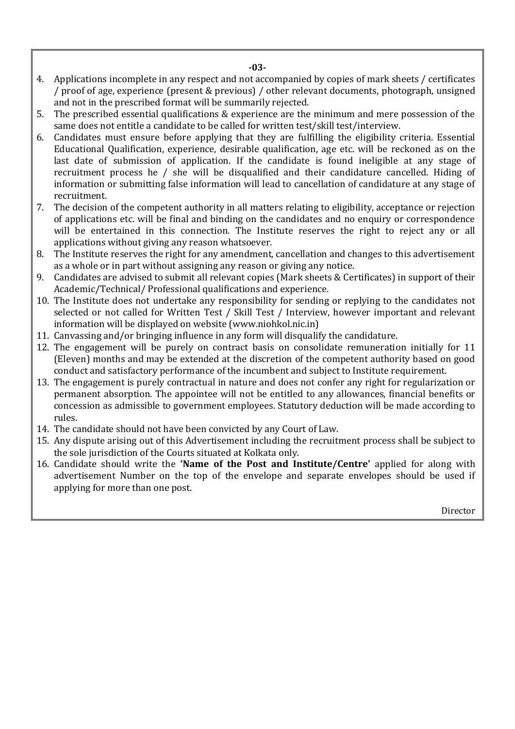4. Applications incomplete in any respect and not accompanied by copies of mark sheets / certificates / proof of age, experience (present & previous) / other relevant documents, photograph, unsigned and not in the prescribed format will be summarily rejected.
5. The prescribed essential qualifications & experience are the minimum and mere possession of the same does not entitle a candidate to be called for written test/skill test/interview.
6. Candidates must ensure before applying that they are fulfilling the eligibility criteria. Essential Educational Qualification, experience, desirable qualification, age etc. will be reckoned as on the last date of submission of application. If the candidate is found ineligible at any stage of recruitment process he / she will be disqualified and their candidature cancelled. Hiding of information or submitting false information will lead to cancellation of candidature at any stage of recruitment.
7. The decision of the competent authority in all matters relating to eligibility, acceptance or rejection of applications etc. will be final and binding on the candidates and no enquiry or correspondence will be entertained in this connection. The Institute reserves the right to reject any or all applications without giving any reason whatsoever.
8. The Institute reserves the right for any amendment, cancellation and changes to this advertisement as a whole or in part without assigning any reason or giving any notice.
9. Candidates are advised to submit all relevant copies (Mark sheets & Certificates) in support of their Academic/Technical/ Professional qualifications and experience.
10. The Institute does not undertake any responsibility for sending or replying to the candidates not selected or not called for Written Test / Skill Test / Interview, however important and relevant information will be displayed on website (www.niohkol.nic.in)
11. Canvassing and/or bringing influence in any form will disqualify the candidature.
12. The engagement will be purely on contract basis on consolidate remuneration initially for 11 (Eleven) months and may be extended at the discretion of the competent authority based on good conduct and satisfactory performance of the incumbent and subject to Institute requirement.
13. The engagement is purely contractual in nature and does not confer any right for regularization or permanent absorption. The appointee will not be entitled to any allowances, financial benefits or concession as admissible to government employees. Statutory deduction will be made according to rules.
14. The candidate should not have been convicted by any Court of Law.
15. Any dispute arising out of this Advertisement including the recruitment process shall be subject to the sole jurisdiction of the Courts situated at Kolkata only.
16. Candidate should write the **'Name of the Post and Institute/Centre'** applied for along with advertisement Number on the top of the envelope and separate envelopes should be used if applying for more than one post.

Director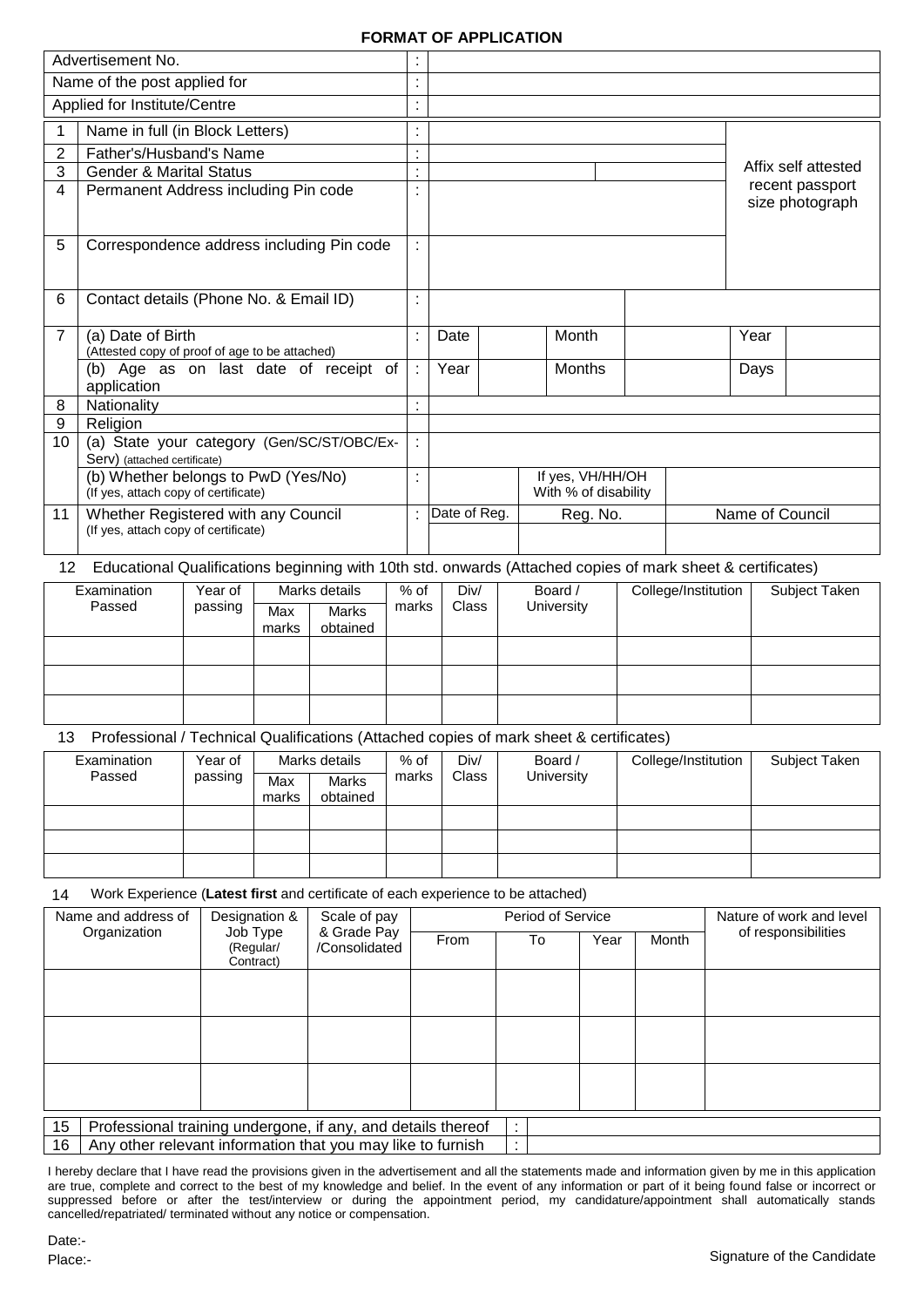# FORMAT OF APPLICATION

| | | | |
|---|---|---|---|
| Advertisement No. | | : | |
| Name of the post applied for | | : | |
| Applied for Institute/Centre | | : | |
| 1 | Name in full (in Block Letters) | : | |
| 2 | Father's/Husband's Name | : | |
| 3 | Gender & Marital Status | : | |
| 4 | Permanent Address including Pin code | : | |
| 5 | Correspondence address including Pin code | : | |
| 6 | Contact details (Phone No. & Email ID) | : | |

Affix self attested recent passport size photograph

| | | | | | | | | |
|---|---|---|---|---|---|---|---|---|
| 7 | (a) Date of Birth (Attested copy of proof of age to be attached) | : | Date | | Month | | Year | |
| | (b) Age as on last date of receipt of application | : | Year | | Months | | Days | |
| 8 | Nationality | : | | | | | | |
| 9 | Religion | | | | | | | |
| 10 | (a) State your category (Gen/SC/ST/OBC/Ex-Serv) (attached certificate) | : | | | | | | |
| | (b) Whether belongs to PwD (Yes/No) (If yes, attach copy of certificate) | : | | | If yes, VH/HH/OH With % of disability | | | |
| 11 | Whether Registered with any Council (If yes, attach copy of certificate) | : | Date of Reg. | | Reg. No. | | Name of Council | |

12 Educational Qualifications beginning with 10th std. onwards (Attached copies of mark sheet & certificates)

| Examination Passed | Year of passing | Marks details | | % of marks | Div/ Class | Board / University | College/Institution | Subject Taken |
|---|---|---|---|---|---|---|---|---|
| | | Max marks | Marks obtained | | | | | |
| | | | | | | | | |
| | | | | | | | | |
| | | | | | | | | |

13 Professional / Technical Qualifications (Attached copies of mark sheet & certificates)

| Examination Passed | Year of passing | Marks details | | % of marks | Div/ Class | Board / University | College/Institution | Subject Taken |
|---|---|---|---|---|---|---|---|---|
| | | Max marks | Marks obtained | | | | | |
| | | | | | | | | |
| | | | | | | | | |
| | | | | | | | | |

14 Work Experience (**Latest first** and certificate of each experience to be attached)

| Name and address of Organization | Designation & Job Type (Regular/ Contract) | Scale of pay & Grade Pay /Consolidated | Period of Service | | | | Nature of work and level of responsibilities |
|---|---|---|---|---|---|---|---|
| | | | From | To | Year | Month | |
| | | | | | | | |
| | | | | | | | |
| | | | | | | | |

| | | | |
|---|---|---|---|
| 15 | Professional training undergone, if any, and details thereof | : | |
| 16 | Any other relevant information that you may like to furnish | : | |

I hereby declare that I have read the provisions given in the advertisement and all the statements made and information given by me in this application are true, complete and correct to the best of my knowledge and belief. In the event of any information or part of it being found false or incorrect or suppressed before or after the test/interview or during the appointment period, my candidature/appointment shall automatically stands cancelled/repatriated/ terminated without any notice or compensation.

Date:-

Place:-

Signature of the Candidate